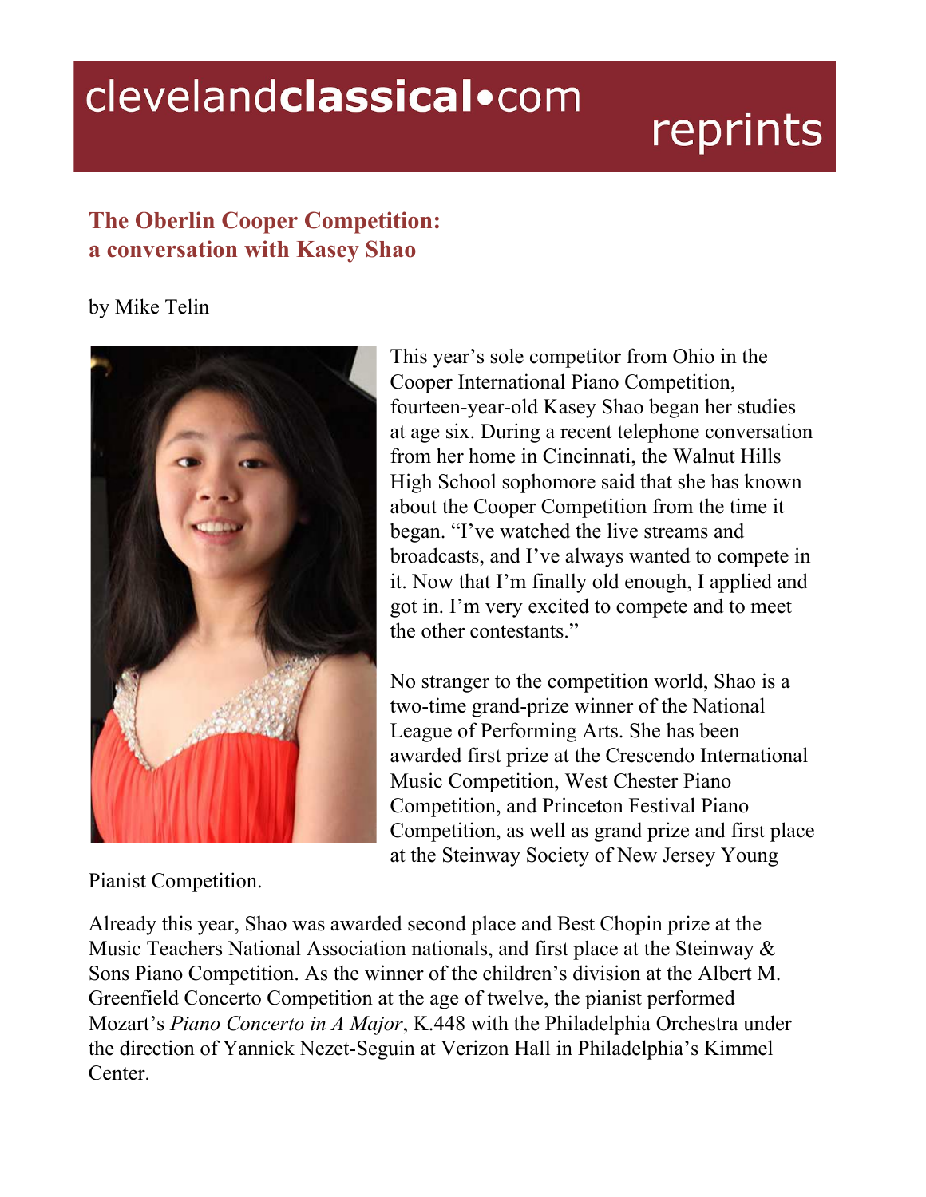clevelandclassical•com reprints

## The Oberlin Cooper Competition: a conversation with Kasey Shao

by Mike Telin

This year's sole competitor from Ohio in the Cooper International Piano Competition, fourteen-year-old Kasey Shao began her studies at age six. During a recent telephone conversation from her home in Cincinnati, the Walnut Hills High School sophomore said that she has known about the Cooper Competition from the time it began. "I've watched the live streams and broadcasts, and I've always wanted to compete in it. Now that I'm finally old enough, I applied and got in. I'm very excited to compete and to meet the other contestants."

No stranger to the competition world, Shao is a two-time grand-prize winner of the National League of Performing Arts. She has been awarded first prize at the Crescendo International Music Competition, West Chester Piano Competition, and Princeton Festival Piano Competition, as well as grand prize and first place at the Steinway Society of New Jersey Young Pianist Competition.

Already this year, Shao was awarded second place and Best Chopin prize at the Music Teachers National Association nationals, and first place at the Steinway & Sons Piano Competition. As the winner of the children's division at the Albert M. Greenfield Concerto Competition at the age of twelve, the pianist performed Mozart's *Piano Concerto in A Major*, K.448 with the Philadelphia Orchestra under the direction of Yannick Nezet-Seguin at Verizon Hall in Philadelphia's Kimmel Center.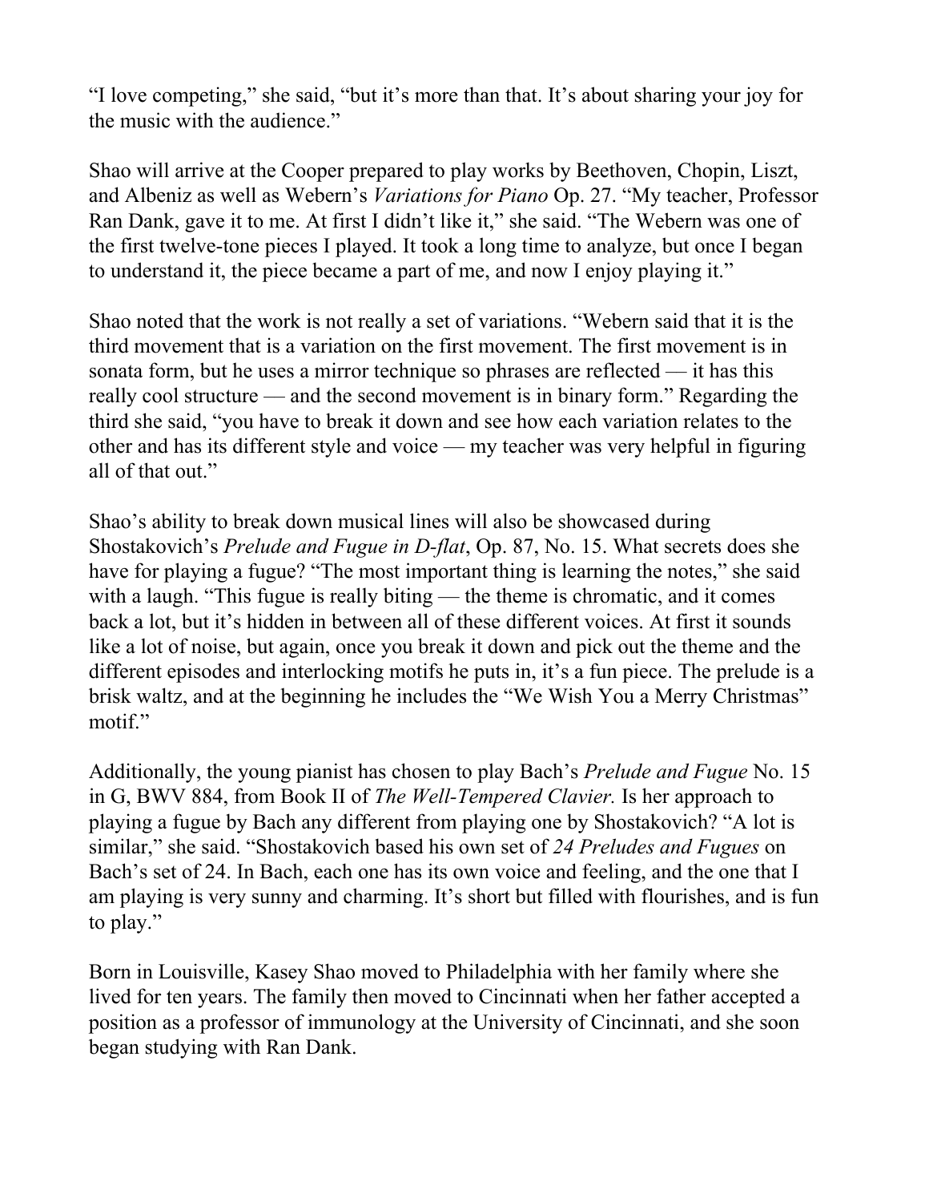"I love competing," she said, "but it's more than that. It's about sharing your joy for the music with the audience."

Shao will arrive at the Cooper prepared to play works by Beethoven, Chopin, Liszt, and Albeniz as well as Webern's *Variations for Piano* Op. 27. "My teacher, Professor Ran Dank, gave it to me. At first I didn't like it," she said. "The Webern was one of the first twelve-tone pieces I played. It took a long time to analyze, but once I began to understand it, the piece became a part of me, and now I enjoy playing it."

Shao noted that the work is not really a set of variations. "Webern said that it is the third movement that is a variation on the first movement. The first movement is in sonata form, but he uses a mirror technique so phrases are reflected — it has this really cool structure — and the second movement is in binary form." Regarding the third she said, "you have to break it down and see how each variation relates to the other and has its different style and voice — my teacher was very helpful in figuring all of that out."

Shao's ability to break down musical lines will also be showcased during Shostakovich's *Prelude and Fugue in D-flat*, Op. 87, No. 15. What secrets does she have for playing a fugue? "The most important thing is learning the notes," she said with a laugh. "This fugue is really biting — the theme is chromatic, and it comes back a lot, but it's hidden in between all of these different voices. At first it sounds like a lot of noise, but again, once you break it down and pick out the theme and the different episodes and interlocking motifs he puts in, it's a fun piece. The prelude is a brisk waltz, and at the beginning he includes the "We Wish You a Merry Christmas" motif."

Additionally, the young pianist has chosen to play Bach's *Prelude and Fugue* No. 15 in G, BWV 884, from Book II of *The Well-Tempered Clavier.* Is her approach to playing a fugue by Bach any different from playing one by Shostakovich? "A lot is similar," she said. "Shostakovich based his own set of *24 Preludes and Fugues* on Bach's set of 24. In Bach, each one has its own voice and feeling, and the one that I am playing is very sunny and charming. It's short but filled with flourishes, and is fun to play."

Born in Louisville, Kasey Shao moved to Philadelphia with her family where she lived for ten years. The family then moved to Cincinnati when her father accepted a position as a professor of immunology at the University of Cincinnati, and she soon began studying with Ran Dank.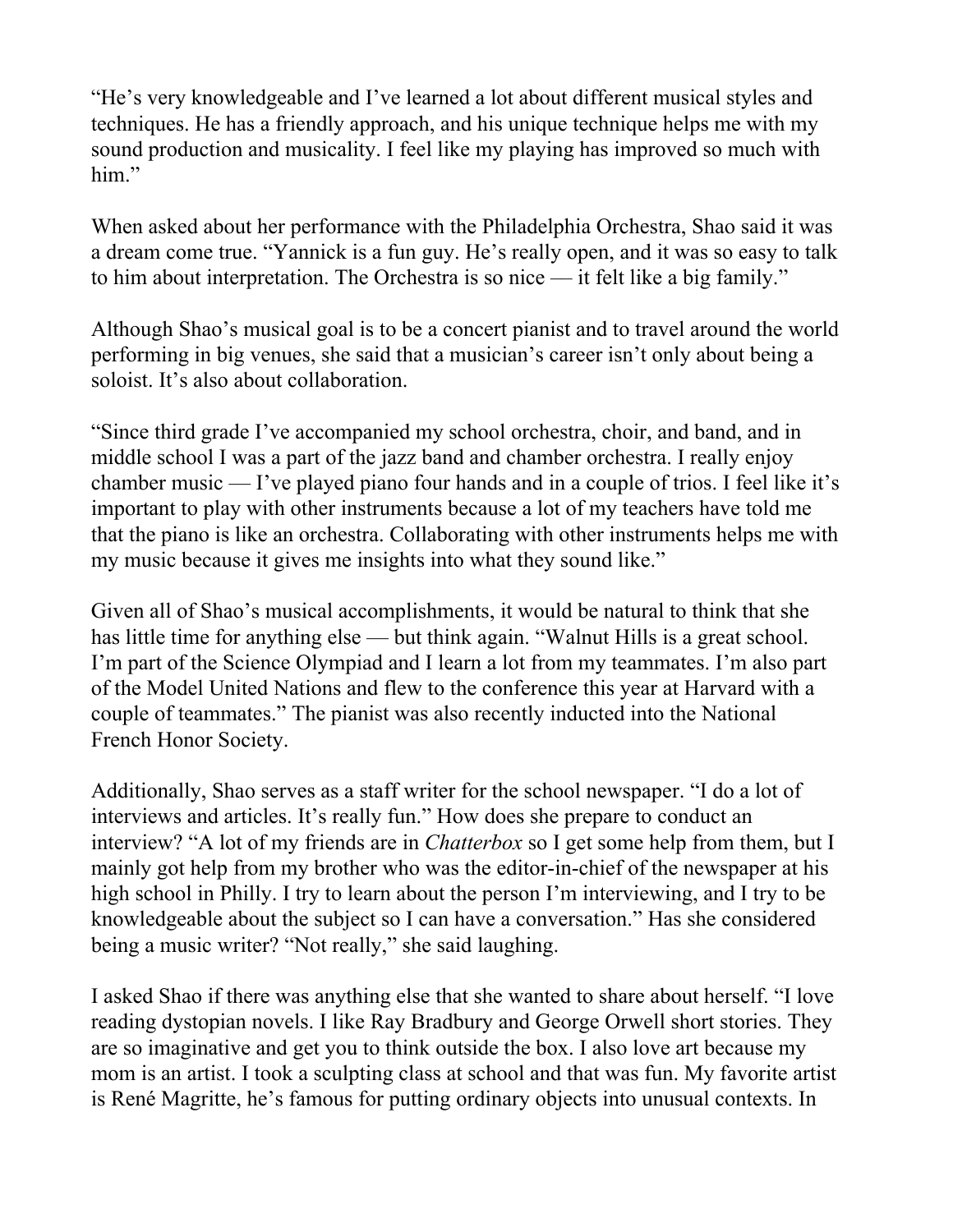"He's very knowledgeable and I've learned a lot about different musical styles and techniques. He has a friendly approach, and his unique technique helps me with my sound production and musicality. I feel like my playing has improved so much with him."

When asked about her performance with the Philadelphia Orchestra, Shao said it was a dream come true. "Yannick is a fun guy. He's really open, and it was so easy to talk to him about interpretation. The Orchestra is so nice — it felt like a big family."

Although Shao's musical goal is to be a concert pianist and to travel around the world performing in big venues, she said that a musician's career isn't only about being a soloist. It's also about collaboration.

"Since third grade I've accompanied my school orchestra, choir, and band, and in middle school I was a part of the jazz band and chamber orchestra. I really enjoy chamber music — I've played piano four hands and in a couple of trios. I feel like it's important to play with other instruments because a lot of my teachers have told me that the piano is like an orchestra. Collaborating with other instruments helps me with my music because it gives me insights into what they sound like."

Given all of Shao's musical accomplishments, it would be natural to think that she has little time for anything else — but think again. "Walnut Hills is a great school. I'm part of the Science Olympiad and I learn a lot from my teammates. I'm also part of the Model United Nations and flew to the conference this year at Harvard with a couple of teammates." The pianist was also recently inducted into the National French Honor Society.

Additionally, Shao serves as a staff writer for the school newspaper. "I do a lot of interviews and articles. It's really fun." How does she prepare to conduct an interview? "A lot of my friends are in *Chatterbox* so I get some help from them, but I mainly got help from my brother who was the editor-in-chief of the newspaper at his high school in Philly. I try to learn about the person I'm interviewing, and I try to be knowledgeable about the subject so I can have a conversation." Has she considered being a music writer? "Not really," she said laughing.

I asked Shao if there was anything else that she wanted to share about herself. "I love reading dystopian novels. I like Ray Bradbury and George Orwell short stories. They are so imaginative and get you to think outside the box. I also love art because my mom is an artist. I took a sculpting class at school and that was fun. My favorite artist is René Magritte, he's famous for putting ordinary objects into unusual contexts. In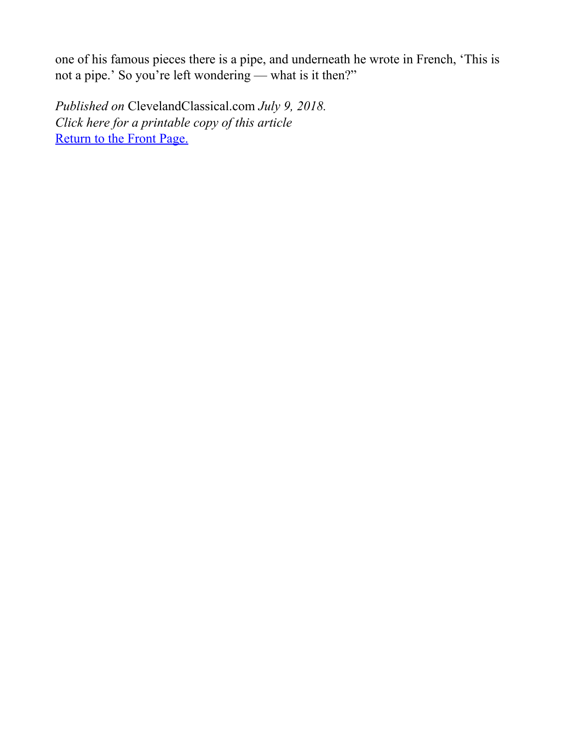one of his famous pieces there is a pipe, and underneath he wrote in French, 'This is not a pipe.' So you're left wondering — what is it then?"

*Published on* ClevelandClassical.com *July 9, 2018.*
*Click here for a printable copy of this article*
Return to the Front Page.